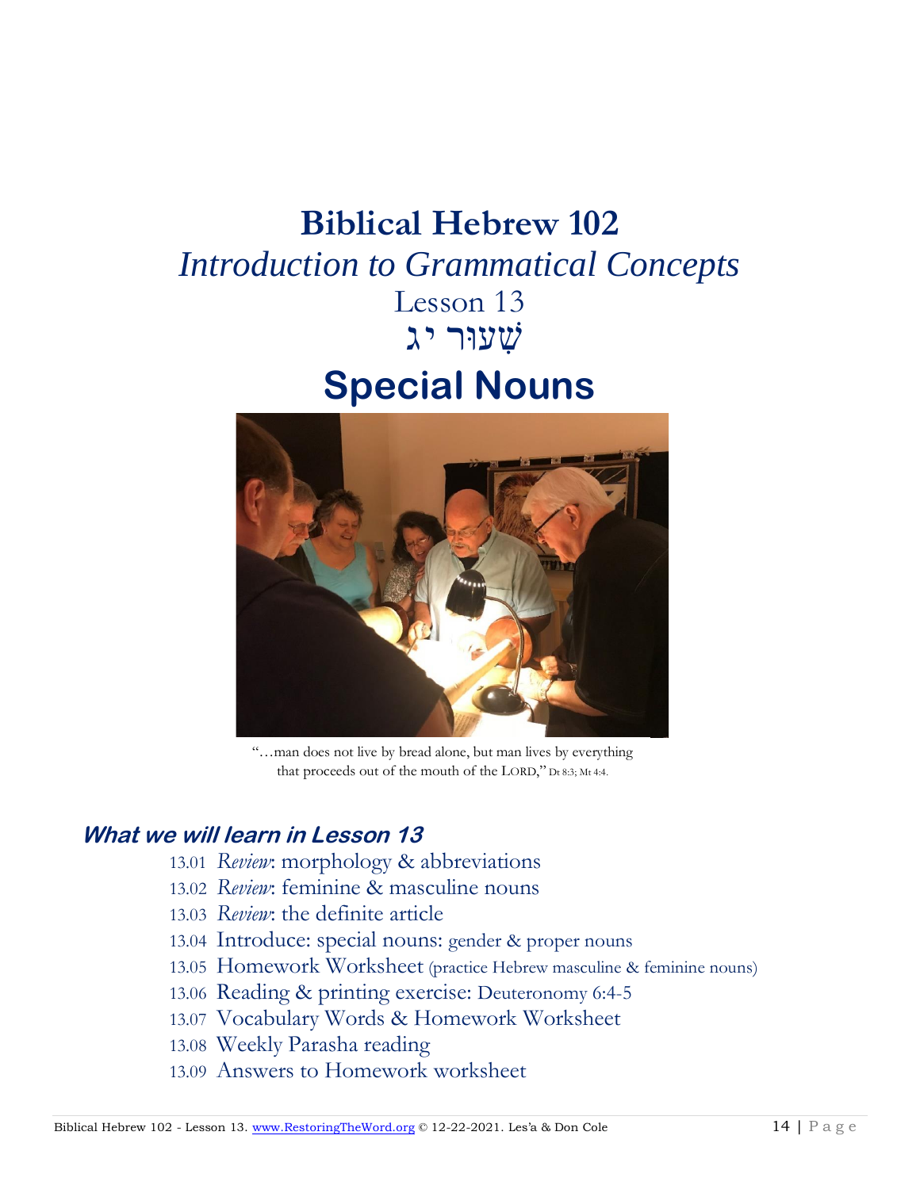# Biblical Hebrew 102

## *Introduction to Grammatical Concepts*

Lesson 13

שִׁעוּר יג

# Special Nouns

"…man does not live by bread alone, but man lives by everything that proceeds out of the mouth of the LORD," Dt 8:3; Mt 4:4.

### *What we will learn in Lesson 13*

13.01 *Review*: morphology & abbreviations
13.02 *Review*: feminine & masculine nouns
13.03 *Review*: the definite article
13.04 Introduce: special nouns: gender & proper nouns
13.05 Homework Worksheet (practice Hebrew masculine & feminine nouns)
13.06 Reading & printing exercise: Deuteronomy 6:4-5
13.07 Vocabulary Words & Homework Worksheet
13.08 Weekly Parasha reading
13.09 Answers to Homework worksheet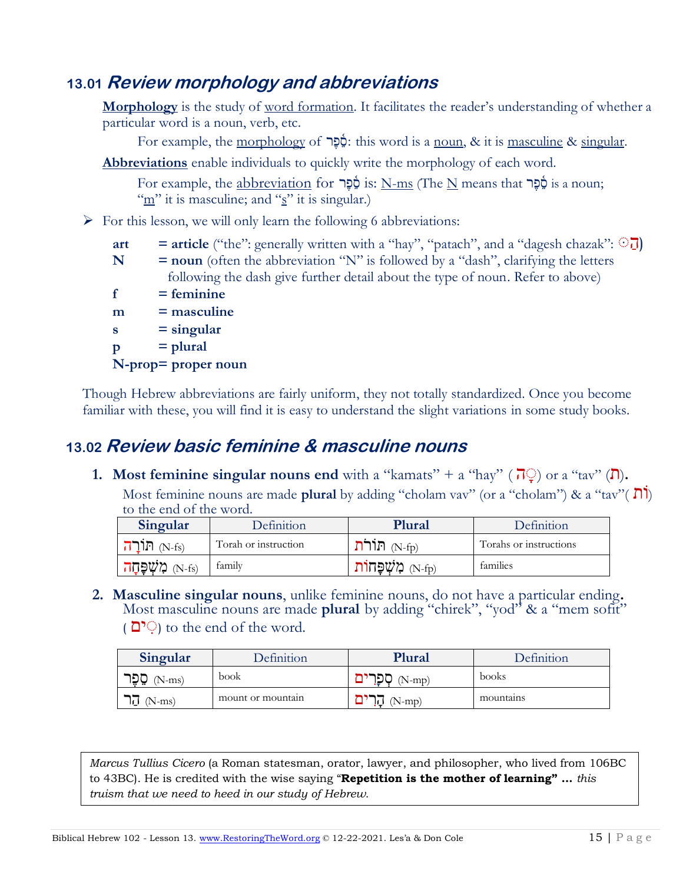## 13.01 *Review morphology and abbreviations*

**Morphology** is the study of word formation. It facilitates the reader's understanding of whether a particular word is a noun, verb, etc.

For example, the morphology of סֵ֫פֶר: this word is a noun, & it is masculine & singular.

**Abbreviations** enable individuals to quickly write the morphology of each word.

For example, the abbreviation for סֵ֫פֶר is: N-ms (The N means that סֵ֫פֶר is a noun; "m" it is masculine; and "s" it is singular.)

➢ For this lesson, we will only learn the following 6 abbreviations:

- **art** = **article** ("the": generally written with a "hay", "patach", and a "dagesh chazak": הַ◌ּ)
- **N** = **noun** (often the abbreviation "N" is followed by a "dash", clarifying the letters following the dash give further detail about the type of noun. Refer to above)
- **f** = **feminine**
- **m** = **masculine**
- **s** = **singular**
- **p** = **plural**
- **N-prop**= **proper noun**

Though Hebrew abbreviations are fairly uniform, they not totally standardized. Once you become familiar with these, you will find it is easy to understand the slight variations in some study books.

## 13.02 *Review basic feminine & masculine nouns*

1. **Most feminine singular nouns end** with a "kamats" + a "hay" (◌ָה) or a "tav" (ת).
   Most feminine nouns are made **plural** by adding "cholam vav" (or a "cholam") & a "tav"(וֹת) to the end of the word.

| Singular | Definition | Plural | Definition |
|---|---|---|---|
| תּוֹרָה (N-fs) | Torah or instruction | תּוֹרֹת (N-fp) | Torahs or instructions |
| מִשְׁפָּחָה (N-fs) | family | מִשְׁפָּחוֹת (N-fp) | families |

2. **Masculine singular nouns**, unlike feminine nouns, do not have a particular ending**.** Most masculine nouns are made **plural** by adding "chirek", "yod" & a "mem sofit" (◌ִים) to the end of the word.

| Singular | Definition | Plural | Definition |
|---|---|---|---|
| סֵפֶר (N-ms) | book | סְפָרִים (N-mp) | books |
| הַר (N-ms) | mount or mountain | הָרִים (N-mp) | mountains |

*Marcus Tullius Cicero* (a Roman statesman, orator, lawyer, and philosopher, who lived from 106BC to 43BC). He is credited with the wise saying "**Repetition is the mother of learning" …** *this truism that we need to heed in our study of Hebrew.*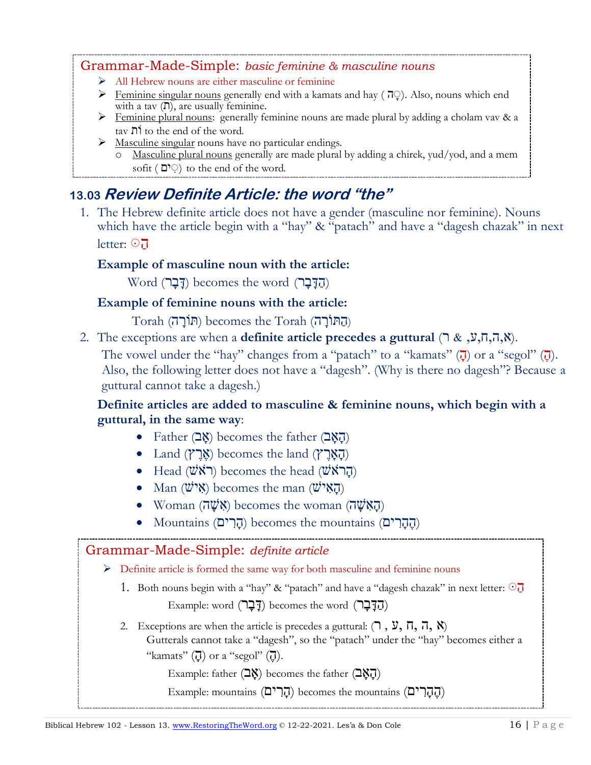Grammar-Made-Simple: *basic feminine & masculine nouns*

- All Hebrew nouns are either masculine or feminine
- Feminine singular nouns generally end with a kamats and hay ( ָה). Also, nouns which end with a tav (ת), are usually feminine.
- Feminine plural nouns: generally feminine nouns are made plural by adding a cholam vav & a tav וֹת to the end of the word.
- Masculine singular nouns have no particular endings.
  - Masculine plural nouns generally are made plural by adding a chirek, yud/yod, and a mem sofit ( ִים) to the end of the word.

## 13.03 *Review Definite Article: the word "the"*

1. The Hebrew definite article does not have a gender (masculine nor feminine). Nouns which have the article begin with a "hay" & "patach" and have a "dagesh chazak" in next letter: הַ ּ

   **Example of masculine noun with the article:**

   Word (דָּבָר) becomes the word (הַדָּבָר)

   **Example of feminine nouns with the article:**

   Torah (תּוֹרָה) becomes the Torah (הַתּוֹרָה)

2. The exceptions are when a **definite article precedes a guttural** (ר & ,ע,ח,ה,א).
   The vowel under the "hay" changes from a "patach" to a "kamats" (הָ) or a "segol" (הֶ). Also, the following letter does not have a "dagesh". (Why is there no dagesh"? Because a guttural cannot take a dagesh.)

   **Definite articles are added to masculine & feminine nouns, which begin with a guttural, in the same way**:

   - Father (אָב) becomes the father (הָאָב)
   - Land (אֶרֶץ) becomes the land (הָאָרֶץ)
   - Head (רֹאשׁ) becomes the head (הָרֹאשׁ)
   - Man (אִישׁ) becomes the man (הָאִישׁ)
   - Woman (אִשָּׁה) becomes the woman (הָאִשָּׁה)
   - Mountains (הָרִים) becomes the mountains (הֶהָרִים)

Grammar-Made-Simple: *definite article*

- Definite article is formed the same way for both masculine and feminine nouns
  1. Both nouns begin with a "hay" & "patach" and have a "dagesh chazak" in next letter: הַ ּ
     Example: word (דָּבָר) becomes the word (הַדָּבָר)
  2. Exceptions are when the article is precedes a guttural: (ר , ע, ח, ה, א)
     Gutterals cannot take a "dagesh", so the "patach" under the "hay" becomes either a "kamats" (הָ) or a "segol" (הֶ).
     Example: father (אָב) becomes the father (הָאָב)
     Example: mountains (הָרִים) becomes the mountains (הֶהָרִים)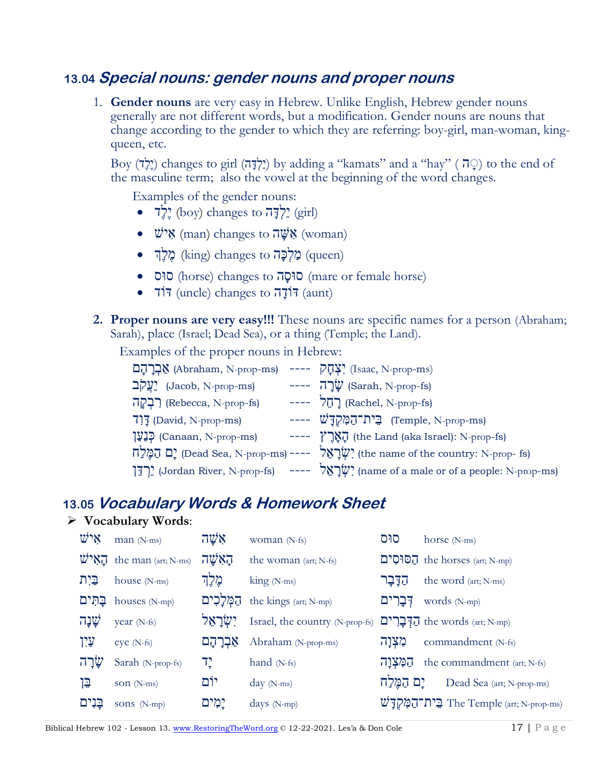## 13.04 *Special nouns: gender nouns and proper nouns*

1. **Gender nouns** are very easy in Hebrew. Unlike English, Hebrew gender nouns generally are not different words, but a modification. Gender nouns are nouns that change according to the gender to which they are referring: boy-girl, man-woman, king-queen, etc.

   Boy (יֶלֶד) changes to girl (יַלְדָּה) by adding a "kamats" and a "hay" ( ָה) to the end of the masculine term; also the vowel at the beginning of the word changes.

   Examples of the gender nouns:
   - יֶלֶד (boy) changes to יַלְדָּה (girl)
   - אִישׁ (man) changes to אִשָּׁה (woman)
   - מֶלֶךְ (king) changes to מַלְכָּה (queen)
   - סוּס (horse) changes to סוּסָה (mare or female horse)
   - דּוֹד (uncle) changes to דּוֹדָה (aunt)

2. **Proper nouns are very easy!!!** These nouns are specific names for a person (Abraham; Sarah), place (Israel; Dead Sea), or a thing (Temple; the Land).

   Examples of the proper nouns in Hebrew:

   אַבְרָהָם (Abraham, N-prop-ms) ---- יִצְחָק (Isaac, N-prop-ms)
   יַעֲקֹב (Jacob, N-prop-ms) ---- שָׂרָה (Sarah, N-prop-fs)
   רִבְקָה (Rebecca, N-prop-fs) ---- רָחֵל (Rachel, N-prop-fs)
   דָּוִד (David, N-prop-ms) ---- בֵּית־הַמִּקְדָּשׁ (Temple, N-prop-ms)
   כְּנַעַן (Canaan, N-prop-ms) ---- הָאָרֶץ (the Land (aka Israel): N-prop-fs)
   יָם הַמֶּלַח (Dead Sea, N-prop-ms) ---- יִשְׂרָאֵל (the name of the country: N-prop- fs)
   יַרְדֵּן (Jordan River, N-prop-fs) ---- יִשְׂרָאֵל (name of a male or of a people: N-prop-ms)

## 13.05 *Vocabulary Words & Homework Sheet*

➢ **Vocabulary Words**:

| | | | | | |
|---|---|---|---|---|---|
| אִישׁ | man (N-ms) | אִשָּׁה | woman (N-fs) | סוּס | horse (N-ms) |
| הָאִישׁ | the man (art; N-ms) | הָאִשָּׁה | the woman (art; N-fs) | הַסּוּסִים | the horses (art; N-mp) |
| בַּיִת | house (N-ms) | מֶלֶךְ | king (N-ms) | הַדָּבָר | the word (art; N-ms) |
| בָּתִּים | houses (N-mp) | הַמְּלָכִים | the kings (art; N-mp) | דְּבָרִים | words (N-mp) |
| שָׁנָה | year (N-fs) | יִשְׂרָאֵל | Israel, the country (N-prop-fs) | הַדְּבָרִים | the words (art; N-mp) |
| עַיִן | eye (N-fs) | אַבְרָהָם | Abraham (N-prop-ms) | מִצְוָה | commandment (N-fs) |
| שָׂרָה | Sarah (N-prop-fs) | יָד | hand (N-fs) | הַמִּצְוָה | the commandment (art; N-fs) |
| בֵּן | son (N-ms) | יוֹם | day (N-ms) | יָם הַמֶּלַח | Dead Sea (art; N-prop-ms) |
| בָּנִים | sons (N-mp) | יָמִים | days (N-mp) | בֵּית־הַמִּקְדָּשׁ | The Temple (art; N-prop-ms) |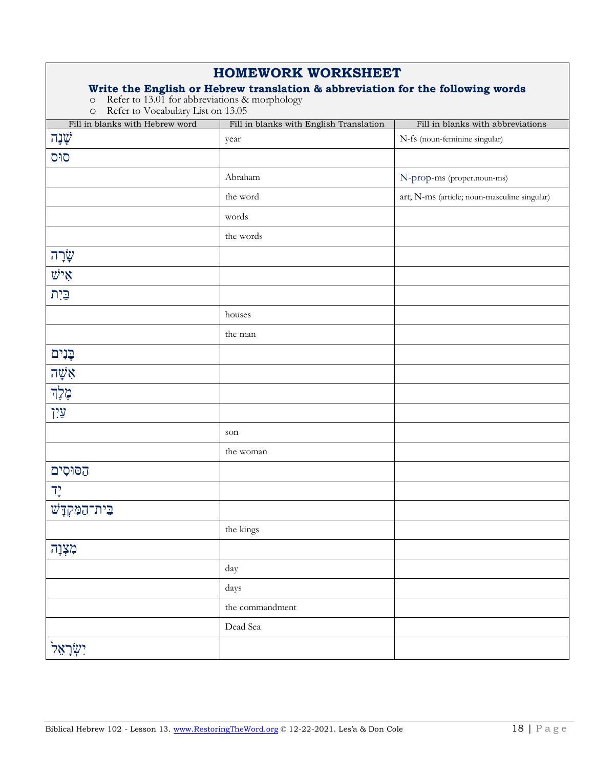# HOMEWORK WORKSHEET

**Write the English or Hebrew translation & abbreviation for the following words**

- Refer to 13.01 for abbreviations & morphology
- Refer to Vocabulary List on 13.05

| Fill in blanks with Hebrew word | Fill in blanks with English Translation | Fill in blanks with abbreviations |
|---|---|---|
| שָׁנָה | year | N-fs (noun-feminine singular) |
| סוּס | | |
| | Abraham | N-prop-ms (proper.noun-ms) |
| | the word | art; N-ms (article; noun-masculine singular) |
| | words | |
| | the words | |
| שָׂרָה | | |
| אִישׁ | | |
| בַּיִת | | |
| | houses | |
| | the man | |
| בָּנִים | | |
| אִשָּׁה | | |
| מֶלֶךְ | | |
| עַיִן | | |
| | son | |
| | the woman | |
| הַסּוּסִים | | |
| יָד | | |
| בֵּית־הַמִּקְדָּשׁ | | |
| | the kings | |
| מִצְוָה | | |
| | day | |
| | days | |
| | the commandment | |
| | Dead Sea | |
| יִשְׂרָאֵל | | |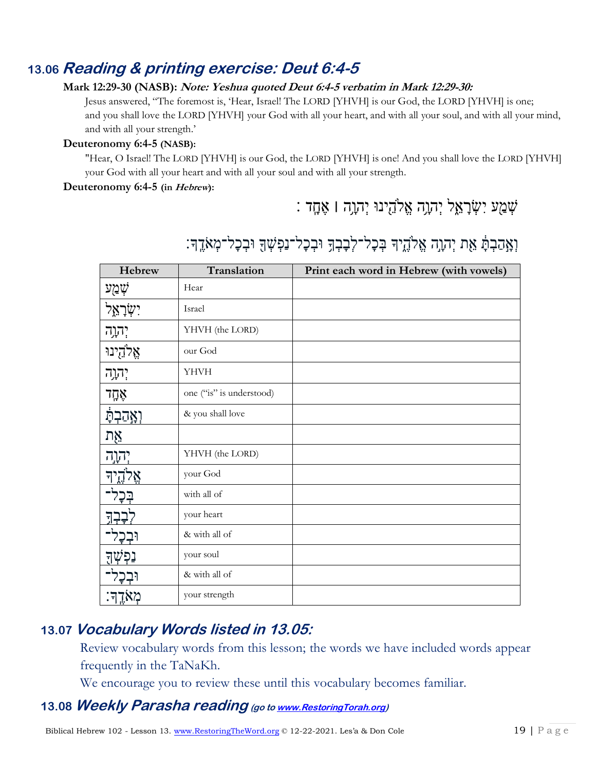## 13.06 ***Reading & printing exercise: Deut 6:4-5***

**Mark 12:29-30 (NASB):** ***Note: Yeshua quoted Deut 6:4-5 verbatim in Mark 12:29-30:***

Jesus answered, "The foremost is, 'Hear, Israel! The LORD [YHVH] is our God, the LORD [YHVH] is one; and you shall love the LORD [YHVH] your God with all your heart, and with all your soul, and with all your mind, and with all your strength.'

**Deuteronomy 6:4-5 (NASB):**

"Hear, O Israel! The LORD [YHVH] is our God, the LORD [YHVH] is one! And you shall love the LORD [YHVH] your God with all your heart and with all your soul and with all your strength.

**Deuteronomy 6:4-5 (in *Hebrew*):**

שְׁמַע יִשְׂרָאֵל יְהוָה אֱלֹהֵינוּ יְהוָה ׀ אֶחָד׃

וְאָהַבְתָּ אֵת יְהוָה אֱלֹהֶיךָ בְּכָל־לְבָבְךָ וּבְכָל־נַפְשְׁךָ וּבְכָל־מְאֹדֶךָ׃

| Hebrew | Translation | Print each word in Hebrew (with vowels) |
|---|---|---|
| שְׁמַע | Hear | |
| יִשְׂרָאֵל | Israel | |
| יְהוָה | YHVH (the LORD) | |
| אֱלֹהֵינוּ | our God | |
| יְהוָה | YHVH | |
| אֶחָד | one ("is" is understood) | |
| וְאָהַבְתָּ | & you shall love | |
| אֵת | | |
| יְהוָה | YHVH (the LORD) | |
| אֱלֹהֶיךָ | your God | |
| בְּכָל־ | with all of | |
| לְבָבְךָ | your heart | |
| וּבְכָל־ | & with all of | |
| נַפְשְׁךָ | your soul | |
| וּבְכָל־ | & with all of | |
| מְאֹדֶךָ׃ | your strength | |

## 13.07 ***Vocabulary Words listed in 13.05:***

Review vocabulary words from this lesson; the words we have included words appear frequently in the TaNaKh.

We encourage you to review these until this vocabulary becomes familiar.

## 13.08 ***Weekly Parasha reading*** *(go to www.RestoringTorah.org)*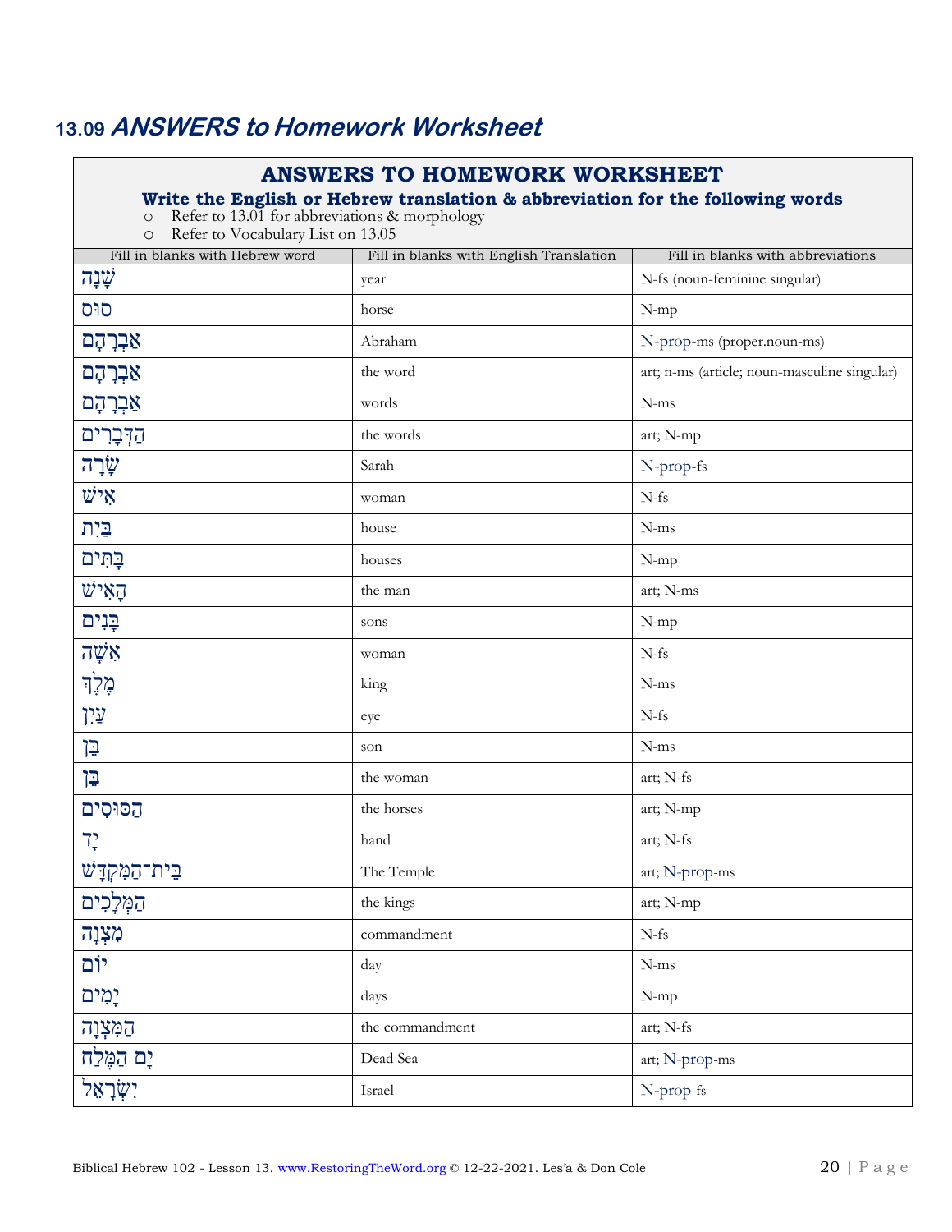## 13.09 *ANSWERS to Homework Worksheet*

**ANSWERS TO HOMEWORK WORKSHEET**

**Write the English or Hebrew translation & abbreviation for the following words**

- Refer to 13.01 for abbreviations & morphology
- Refer to Vocabulary List on 13.05

| Fill in blanks with Hebrew word | Fill in blanks with English Translation | Fill in blanks with abbreviations |
|---|---|---|
| שָׁנָה | year | N-fs (noun-feminine singular) |
| סוּס | horse | N-mp |
| אַבְרָהָם | Abraham | N-prop-ms (proper.noun-ms) |
| אַבְרָהָם | the word | art; n-ms (article; noun-masculine singular) |
| אַבְרָהָם | words | N-ms |
| הַדְּבָרִים | the words | art; N-mp |
| שָׂרָה | Sarah | N-prop-fs |
| אִישׁ | woman | N-fs |
| בַּיִת | house | N-ms |
| בָּתִּים | houses | N-mp |
| הָאִישׁ | the man | art; N-ms |
| בָּנִים | sons | N-mp |
| אִשָּׁה | woman | N-fs |
| מֶלֶךְ | king | N-ms |
| עַיִן | eye | N-fs |
| בֵּן | son | N-ms |
| בֵּן | the woman | art; N-fs |
| הַסּוּסִים | the horses | art; N-mp |
| יָד | hand | art; N-fs |
| בֵּית־הַמִּקְדָּשׁ | The Temple | art; N-prop-ms |
| הַמְּלָכִים | the kings | art; N-mp |
| מִצְוָה | commandment | N-fs |
| יוֹם | day | N-ms |
| יָמִים | days | N-mp |
| הַמִּצְוָה | the commandment | art; N-fs |
| יָם הַמֶּלַח | Dead Sea | art; N-prop-ms |
| יִשְׂרָאֵל | Israel | N-prop-fs |